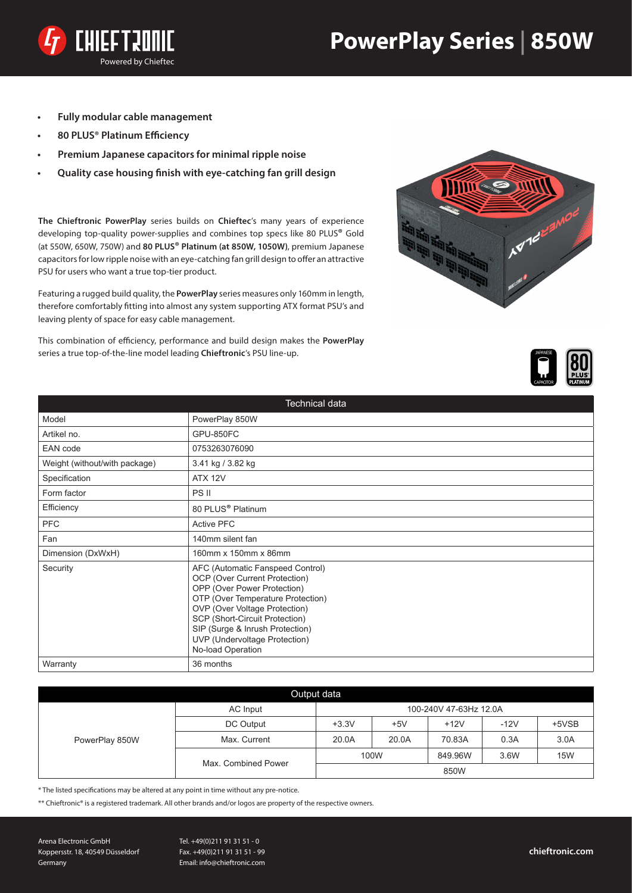# PowerPlay Series | 850W

CHIEFTRONIC
Powered by Chieftec

- **Fully modular cable management**
- **80 PLUS® Platinum Efficiency**
- **Premium Japanese capacitors for minimal ripple noise**
- **Quality case housing finish with eye-catching fan grill design**

**The Chieftronic PowerPlay** series builds on **Chieftec**'s many years of experience developing top-quality power-supplies and combines top specs like 80 PLUS® Gold (at 550W, 650W, 750W) and **80 PLUS® Platinum (at 850W, 1050W)**, premium Japanese capacitors for low ripple noise with an eye-catching fan grill design to offer an attractive PSU for users who want a true top-tier product.

Featuring a rugged build quality, the **PowerPlay** series measures only 160mm in length, therefore comfortably fitting into almost any system supporting ATX format PSU's and leaving plenty of space for easy cable management.

This combination of efficiency, performance and build design makes the **PowerPlay** series a true top-of-the-line model leading **Chieftronic**'s PSU line-up.

| Technical data | |
|---|---|
| Model | PowerPlay 850W |
| Artikel no. | GPU-850FC |
| EAN code | 0753263076090 |
| Weight (without/with package) | 3.41 kg / 3.82 kg |
| Specification | ATX 12V |
| Form factor | PS II |
| Efficiency | 80 PLUS® Platinum |
| PFC | Active PFC |
| Fan | 140mm silent fan |
| Dimension (DxWxH) | 160mm x 150mm x 86mm |
| Security | AFC (Automatic Fanspeed Control)<br>OCP (Over Current Protection)<br>OPP (Over Power Protection)<br>OTP (Over Temperature Protection)<br>OVP (Over Voltage Protection)<br>SCP (Short-Circuit Protection)<br>SIP (Surge & Inrush Protection)<br>UVP (Undervoltage Protection)<br>No-load Operation |
| Warranty | 36 months |

| Output data | | | | | | |
|---|---|---|---|---|---|---|
| PowerPlay 850W | AC Input | 100-240V 47-63Hz 12.0A | | | | |
| | DC Output | +3.3V | +5V | +12V | -12V | +5VSB |
| | Max. Current | 20.0A | 20.0A | 70.83A | 0.3A | 3.0A |
| | Max. Combined Power | 100W | | 849.96W | 3.6W | 15W |
| | | 850W | | | | |

\* The listed specifications may be altered at any point in time without any pre-notice.

\*\* Chieftronic® is a registered trademark. All other brands and/or logos are property of the respective owners.

Arena Electronic GmbH
Kopperstr. 18, 40549 Düsseldorf
Germany

Tel. +49(0)211 91 31 51 - 0
Fax. +49(0)211 91 31 51 - 99
Email: info@chieftronic.com

chieftronic.com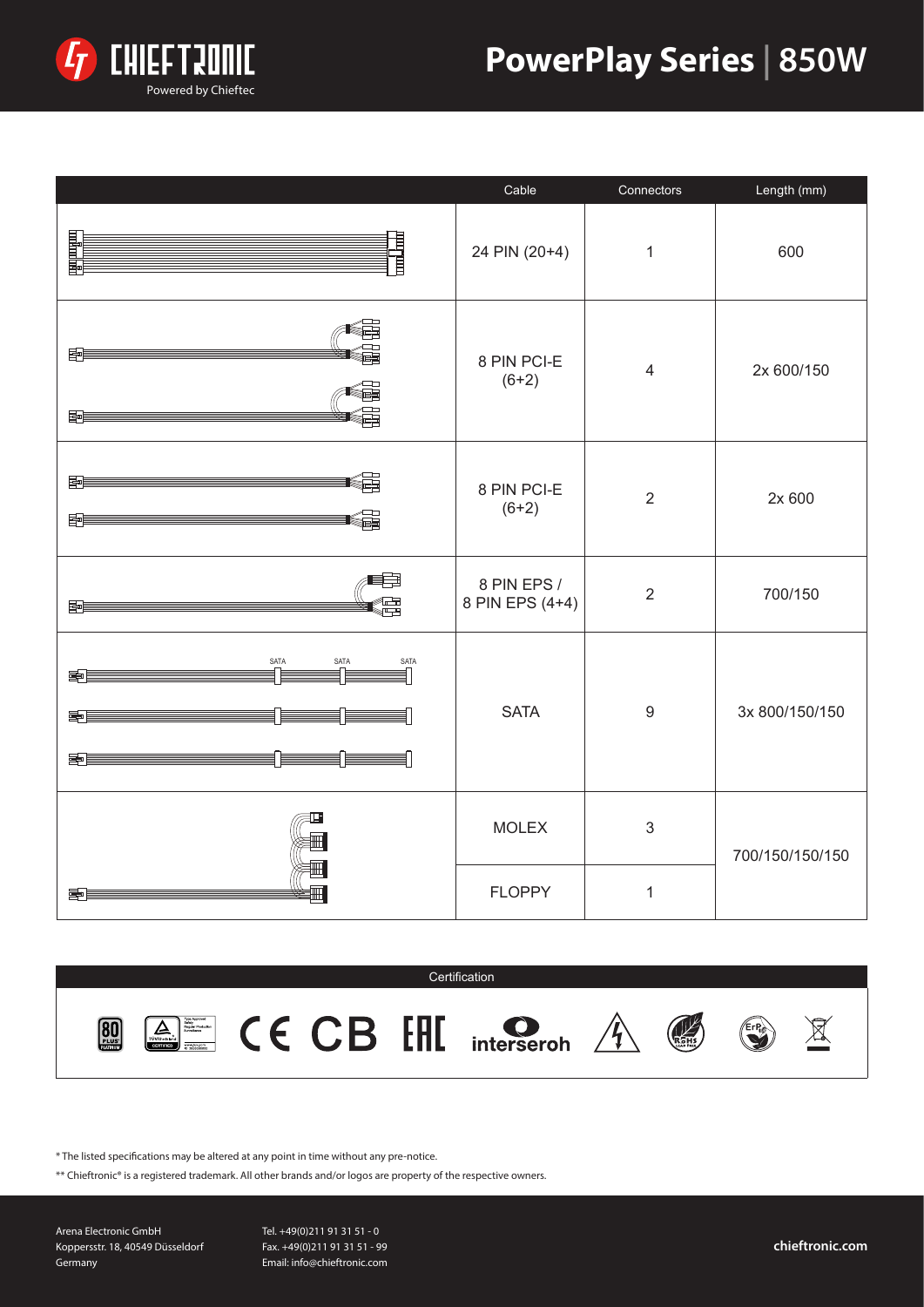# PowerPlay Series | 850W

| | Cable | Connectors | Length (mm) |
|---|---|---|---|
| | 24 PIN (20+4) | 1 | 600 |
| | 8 PIN PCI-E (6+2) | 4 | 2x 600/150 |
| | 8 PIN PCI-E (6+2) | 2 | 2x 600 |
| | 8 PIN EPS / 8 PIN EPS (4+4) | 2 | 700/150 |
| SATA SATA SATA | SATA | 9 | 3x 800/150/150 |
| | MOLEX | 3 | 700/150/150/150 |
| | FLOPPY | 1 | |

Certification

80 PLUS PLATINUM, TÜV Rheinland, CE, CB, EAC, interseroh, RoHS, ErP

* The listed specifications may be altered at any point in time without any pre-notice.

** Chieftronic® is a registered trademark. All other brands and/or logos are property of the respective owners.

Arena Electronic GmbH
Koppersstr. 18, 40549 Düsseldorf
Germany

Tel. +49(0)211 91 31 51 - 0
Fax. +49(0)211 91 31 51 - 99
Email: info@chieftronic.com

chieftronic.com